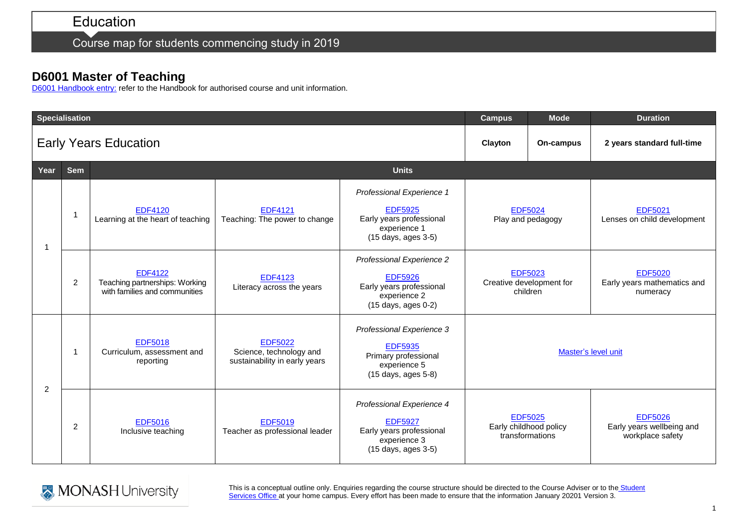# Education

Course map for students commencing study in 2019

## D6001 Master of Teaching

D6001 Handbook entry: refer to the Handbook for authorised course and unit information.

| Specialisation | | | | | | Campus | Mode | Duration |
|---|---|---|---|---|---|---|---|---|
| Early Years Education | | | | | | Clayton | On-campus | 2 years standard full-time |
| **Year** | **Sem** | **Units** | | | | | | |
| 1 | 1 | EDF4120 Learning at the heart of teaching | EDF4121 Teaching: The power to change | *Professional Experience 1* EDF5925 Early years professional experience 1 (15 days, ages 3-5) | EDF5024 Play and pedagogy | | EDF5021 Lenses on child development | |
| 1 | 2 | EDF4122 Teaching partnerships: Working with families and communities | EDF4123 Literacy across the years | *Professional Experience 2* EDF5926 Early years professional experience 2 (15 days, ages 0-2) | EDF5023 Creative development for children | | EDF5020 Early years mathematics and numeracy | |
| 2 | 1 | EDF5018 Curriculum, assessment and reporting | EDF5022 Science, technology and sustainability in early years | *Professional Experience 3* EDF5935 Primary professional experience 5 (15 days, ages 5-8) | Master's level unit | | | |
| 2 | 2 | EDF5016 Inclusive teaching | EDF5019 Teacher as professional leader | *Professional Experience 4* EDF5927 Early years professional experience 3 (15 days, ages 3-5) | EDF5025 Early childhood policy transformations | | EDF5026 Early years wellbeing and workplace safety | |

MONASH University

This is a conceptual outline only. Enquiries regarding the course structure should be directed to the Course Adviser or to the Student Services Office at your home campus. Every effort has been made to ensure that the information January 20201 Version 3.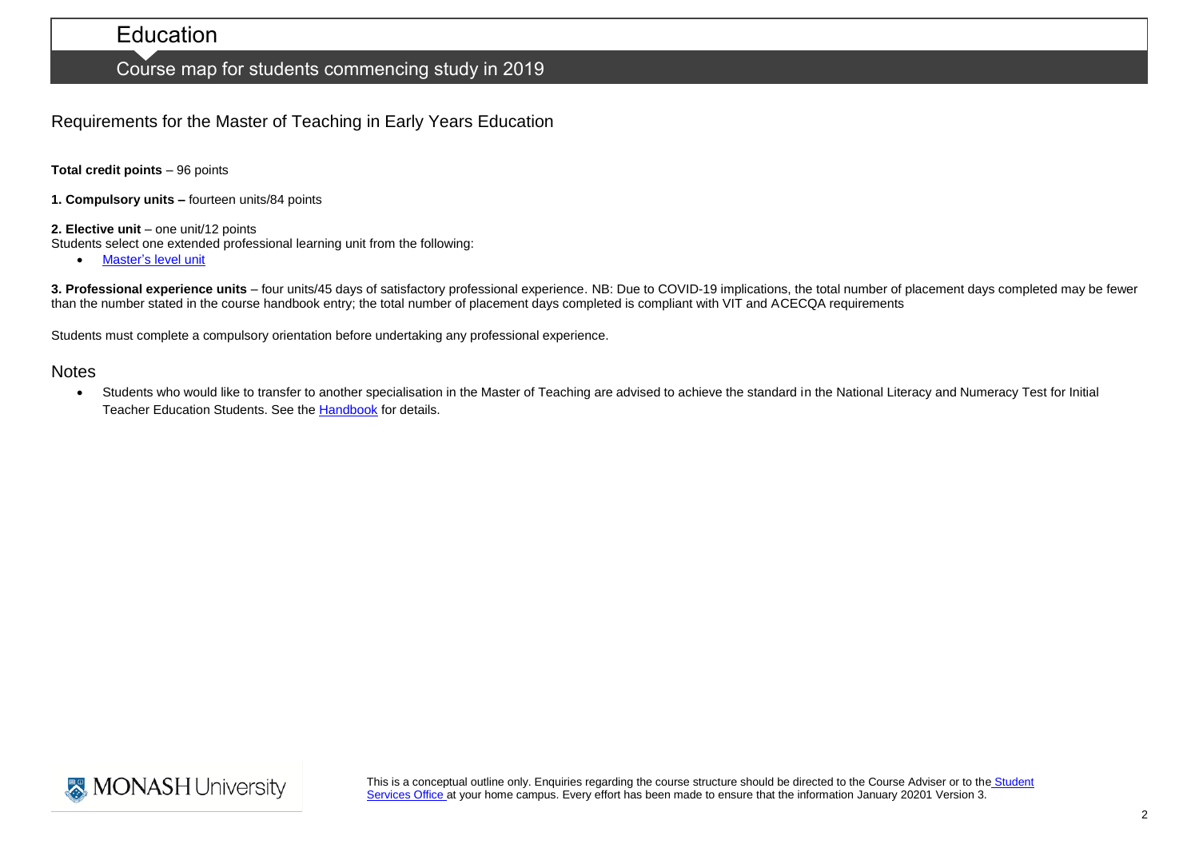# Education

## Course map for students commencing study in 2019

### Requirements for the Master of Teaching in Early Years Education

**Total credit points** – 96 points

**1. Compulsory units –** fourteen units/84 points

**2. Elective unit** – one unit/12 points
Students select one extended professional learning unit from the following:

- Master's level unit

**3. Professional experience units** – four units/45 days of satisfactory professional experience. NB: Due to COVID-19 implications, the total number of placement days completed may be fewer than the number stated in the course handbook entry; the total number of placement days completed is compliant with VIT and ACECQA requirements

Students must complete a compulsory orientation before undertaking any professional experience.

### Notes

- Students who would like to transfer to another specialisation in the Master of Teaching are advised to achieve the standard in the National Literacy and Numeracy Test for Initial Teacher Education Students. See the Handbook for details.

This is a conceptual outline only. Enquiries regarding the course structure should be directed to the Course Adviser or to the Student Services Office at your home campus. Every effort has been made to ensure that the information January 20201 Version 3.